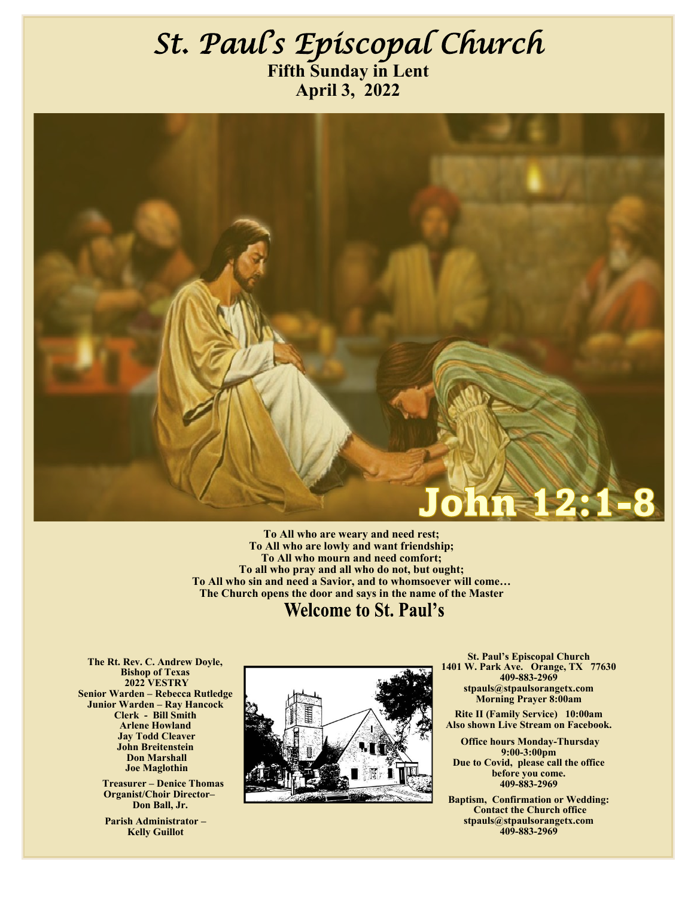# St. Paul's Episcopal Church

**Fifth Sunday in Lent**
**April 3, 2022**

**John 12:1-8**

**To All who are weary and need rest;**
**To All who are lowly and want friendship;**
**To All who mourn and need comfort;**
**To all who pray and all who do not, but ought;**
**To All who sin and need a Savior, and to whomsoever will come…**
**The Church opens the door and says in the name of the Master**

## Welcome to St. Paul's

**The Rt. Rev. C. Andrew Doyle,**
**Bishop of Texas**
**2022 VESTRY**
**Senior Warden – Rebecca Rutledge**
**Junior Warden – Ray Hancock**
**Clerk - Bill Smith**
**Arlene Howland**
**Jay Todd Cleaver**
**John Breitenstein**
**Don Marshall**
**Joe Maglothin**

**Treasurer – Denice Thomas**
**Organist/Choir Director– Don Ball, Jr.**

**Parish Administrator – Kelly Guillot**

**St. Paul's Episcopal Church**
**1401 W. Park Ave. Orange, TX 77630**
**409-883-2969**
**stpauls@stpaulsorangetx.com**
**Morning Prayer 8:00am**

**Rite II (Family Service) 10:00am**
**Also shown Live Stream on Facebook.**

**Office hours Monday-Thursday**
**9:00-3:00pm**
**Due to Covid, please call the office before you come.**
**409-883-2969**

**Baptism, Confirmation or Wedding:**
**Contact the Church office**
**stpauls@stpaulsorangetx.com**
**409-883-2969**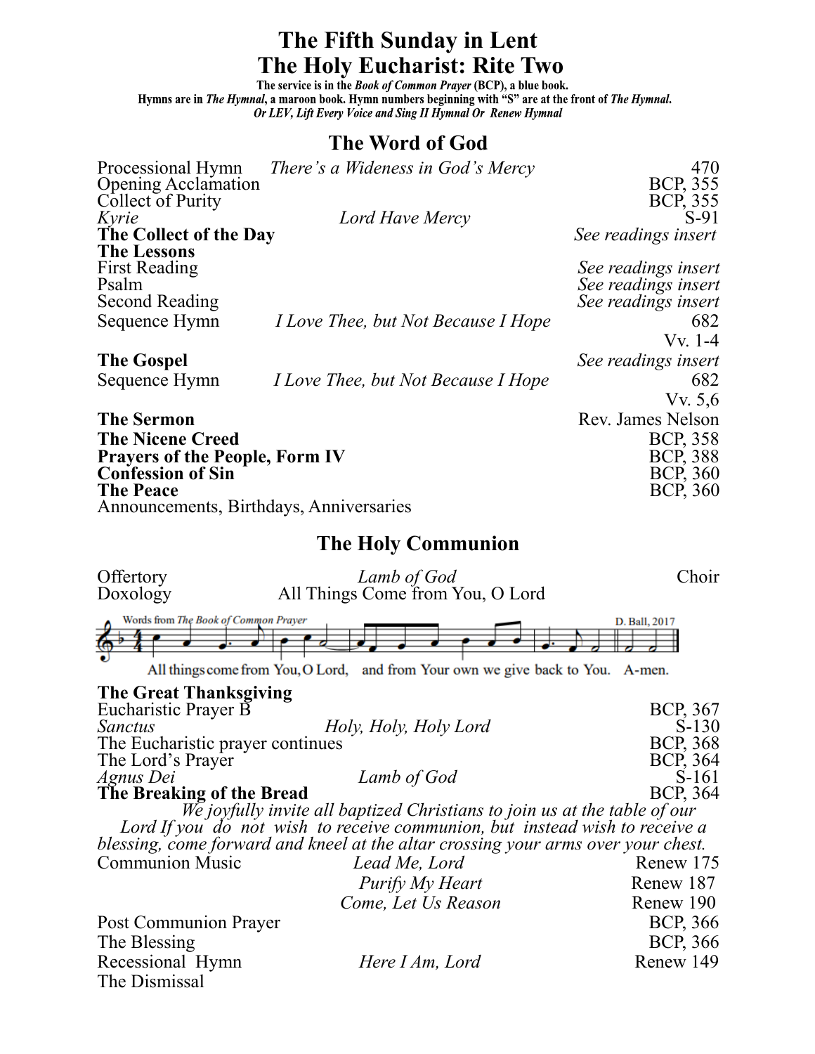# The Fifth Sunday in Lent
# The Holy Eucharist: Rite Two

**The service is in the *Book of Common Prayer* (BCP), a blue book.**
**Hymns are in *The Hymnal*, a maroon book. Hymn numbers beginning with "S" are at the front of *The Hymnal*.**
***Or LEV, Lift Every Voice and Sing II Hymnal Or Renew Hymnal***

## The Word of God

| | | |
|---|---|---|
| Processional Hymn | *There's a Wideness in God's Mercy* | 470 |
| Opening Acclamation | | BCP, 355 |
| Collect of Purity | | BCP, 355 |
| *Kyrie* | *Lord Have Mercy* | S-91 |
| **The Collect of the Day** | | *See readings insert* |
| **The Lessons** | | |
| First Reading | | *See readings insert* |
| Psalm | | *See readings insert* |
| Second Reading | | *See readings insert* |
| Sequence Hymn | *I Love Thee, but Not Because I Hope* | 682 Vv. 1-4 |
| **The Gospel** | | *See readings insert* |
| Sequence Hymn | *I Love Thee, but Not Because I Hope* | 682 Vv. 5,6 |
| **The Sermon** | | Rev. James Nelson |
| **The Nicene Creed** | | BCP, 358 |
| **Prayers of the People, Form IV** | | BCP, 388 |
| **Confession of Sin** | | BCP, 360 |
| **The Peace** | | BCP, 360 |
| Announcements, Birthdays, Anniversaries | | |

## The Holy Communion

| | | |
|---|---|---|
| Offertory | *Lamb of God* | Choir |
| Doxology | All Things Come from You, O Lord | |

Words from *The Book of Common Prayer* — D. Ball, 2017

All things come from You, O Lord, and from Your own we give back to You. A-men.

| | | |
|---|---|---|
| **The Great Thanksgiving** | | |
| Eucharistic Prayer B | | BCP, 367 |
| *Sanctus* | *Holy, Holy, Holy Lord* | S-130 |
| The Eucharistic prayer continues | | BCP, 368 |
| The Lord's Prayer | | BCP, 364 |
| *Agnus Dei* | *Lamb of God* | S-161 |
| **The Breaking of the Bread** | | BCP, 364 |

*We joyfully invite all baptized Christians to join us at the table of our Lord If you do not wish to receive communion, but instead wish to receive a blessing, come forward and kneel at the altar crossing your arms over your chest.*

| | | |
|---|---|---|
| Communion Music | *Lead Me, Lord* | Renew 175 |
| | *Purify My Heart* | Renew 187 |
| | *Come, Let Us Reason* | Renew 190 |
| Post Communion Prayer | | BCP, 366 |
| The Blessing | | BCP, 366 |
| Recessional Hymn | *Here I Am, Lord* | Renew 149 |
| The Dismissal | | |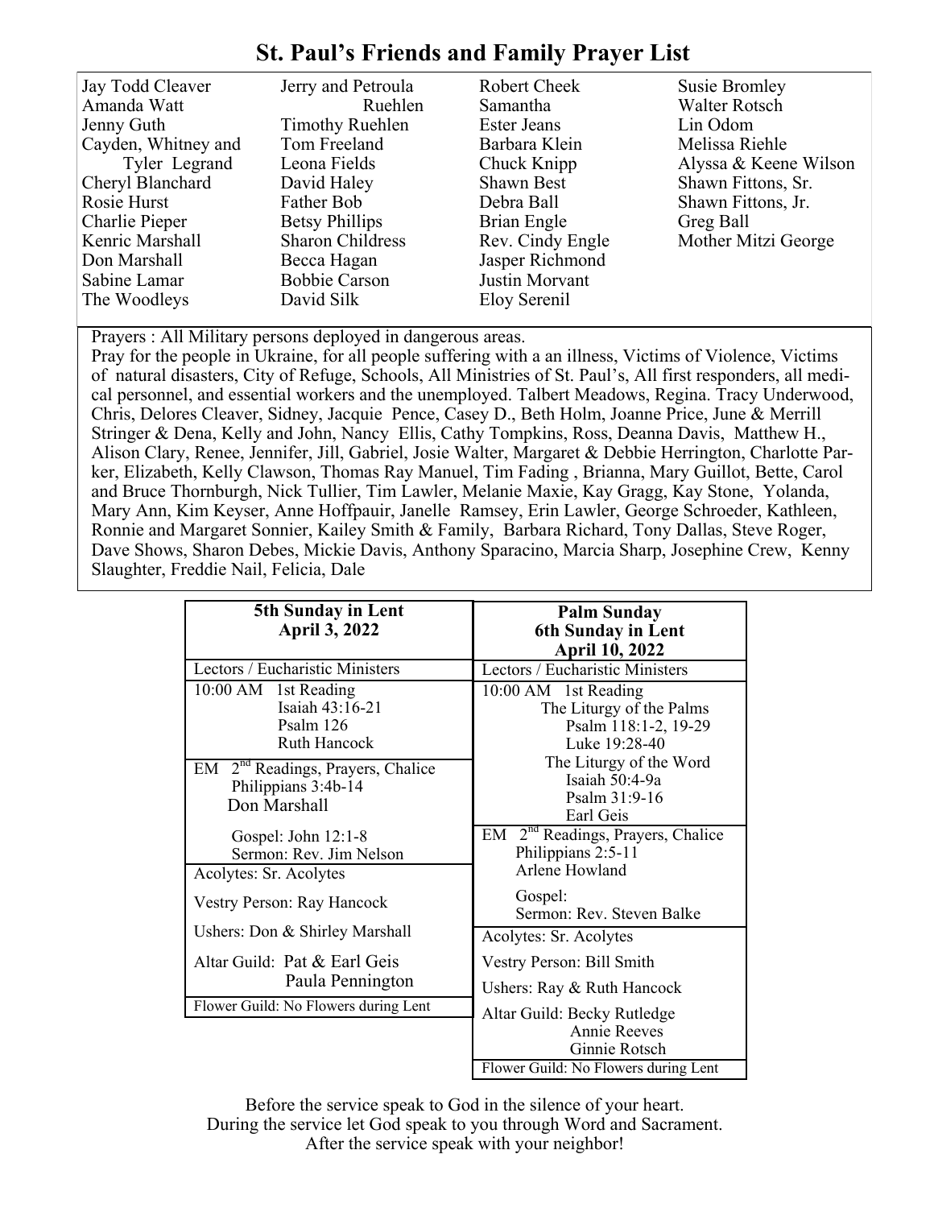# St. Paul's Friends and Family Prayer List

| | | | |
|---|---|---|---|
| Jay Todd Cleaver | Jerry and Petroula Ruehlen | Robert Cheek | Susie Bromley |
| Amanda Watt | Timothy Ruehlen | Samantha | Walter Rotsch |
| Jenny Guth | Tom Freeland | Ester Jeans | Lin Odom |
| Cayden, Whitney and Tyler Legrand | Leona Fields | Barbara Klein | Melissa Riehle |
| Cheryl Blanchard | David Haley | Chuck Knipp | Alyssa & Keene Wilson |
| Rosie Hurst | Father Bob | Shawn Best | Shawn Fittons, Sr. |
| Charlie Pieper | Betsy Phillips | Debra Ball | Shawn Fittons, Jr. |
| Kenric Marshall | Sharon Childress | Brian Engle | Greg Ball |
| Don Marshall | Becca Hagan | Rev. Cindy Engle | Mother Mitzi George |
| Sabine Lamar | Bobbie Carson | Jasper Richmond | |
| The Woodleys | David Silk | Justin Morvant | |
| | | Eloy Serenil | |

Prayers : All Military persons deployed in dangerous areas.

Pray for the people in Ukraine, for all people suffering with a an illness, Victims of Violence, Victims of natural disasters, City of Refuge, Schools, All Ministries of St. Paul's, All first responders, all medical personnel, and essential workers and the unemployed. Talbert Meadows, Regina. Tracy Underwood, Chris, Delores Cleaver, Sidney, Jacquie Pence, Casey D., Beth Holm, Joanne Price, June & Merrill Stringer & Dena, Kelly and John, Nancy Ellis, Cathy Tompkins, Ross, Deanna Davis, Matthew H., Alison Clary, Renee, Jennifer, Jill, Gabriel, Josie Walter, Margaret & Debbie Herrington, Charlotte Parker, Elizabeth, Kelly Clawson, Thomas Ray Manuel, Tim Fading , Brianna, Mary Guillot, Bette, Carol and Bruce Thornburgh, Nick Tullier, Tim Lawler, Melanie Maxie, Kay Gragg, Kay Stone, Yolanda, Mary Ann, Kim Keyser, Anne Hoffpauir, Janelle Ramsey, Erin Lawler, George Schroeder, Kathleen, Ronnie and Margaret Sonnier, Kailey Smith & Family, Barbara Richard, Tony Dallas, Steve Roger, Dave Shows, Sharon Debes, Mickie Davis, Anthony Sparacino, Marcia Sharp, Josephine Crew, Kenny Slaughter, Freddie Nail, Felicia, Dale

| **5th Sunday in Lent April 3, 2022** | **Palm Sunday 6th Sunday in Lent April 10, 2022** |
|---|---|
| Lectors / Eucharistic Ministers | Lectors / Eucharistic Ministers |
| 10:00 AM 1st Reading Isaiah 43:16-21 Psalm 126 Ruth Hancock | 10:00 AM 1st Reading The Liturgy of the Palms Psalm 118:1-2, 19-29 Luke 19:28-40 The Liturgy of the Word Isaiah 50:4-9a Psalm 31:9-16 Earl Geis |
| EM 2nd Readings, Prayers, Chalice Philippians 3:4b-14 Don Marshall Gospel: John 12:1-8 Sermon: Rev. Jim Nelson | EM 2nd Readings, Prayers, Chalice Philippians 2:5-11 Arlene Howland Gospel: Sermon: Rev. Steven Balke |
| Acolytes: Sr. Acolytes | Acolytes: Sr. Acolytes |
| Vestry Person: Ray Hancock | Vestry Person: Bill Smith |
| Ushers: Don & Shirley Marshall | Ushers: Ray & Ruth Hancock |
| Altar Guild: Pat & Earl Geis Paula Pennington | Altar Guild: Becky Rutledge Annie Reeves Ginnie Rotsch |
| Flower Guild: No Flowers during Lent | Flower Guild: No Flowers during Lent |

Before the service speak to God in the silence of your heart.
During the service let God speak to you through Word and Sacrament.
After the service speak with your neighbor!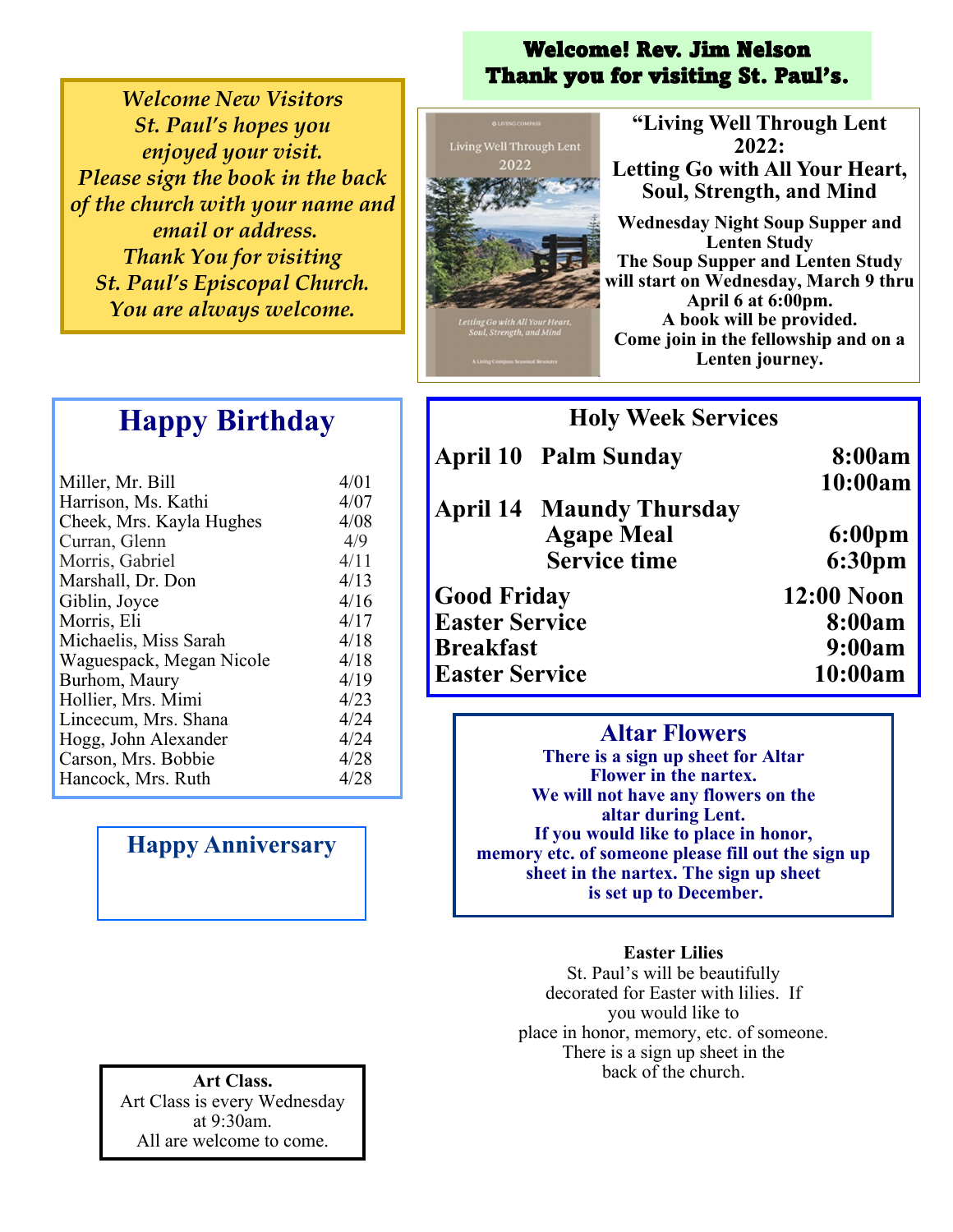*Welcome New Visitors*
*St. Paul's hopes you enjoyed your visit.*
*Please sign the book in the back of the church with your name and email or address.*
*Thank You for visiting St. Paul's Episcopal Church.*
*You are always welcome.*

**Welcome! Rev. Jim Nelson**
**Thank you for visiting St. Paul's.**

**"Living Well Through Lent 2022:**
**Letting Go with All Your Heart, Soul, Strength, and Mind**

**Wednesday Night Soup Supper and Lenten Study**
**The Soup Supper and Lenten Study will start on Wednesday, March 9 thru April 6 at 6:00pm.**
**A book will be provided.**
**Come join in the fellowship and on a Lenten journey.**

## Happy Birthday

| | |
|---|---|
| Miller, Mr. Bill | 4/01 |
| Harrison, Ms. Kathi | 4/07 |
| Cheek, Mrs. Kayla Hughes | 4/08 |
| Curran, Glenn | 4/9 |
| Morris, Gabriel | 4/11 |
| Marshall, Dr. Don | 4/13 |
| Giblin, Joyce | 4/16 |
| Morris, Eli | 4/17 |
| Michaelis, Miss Sarah | 4/18 |
| Waguespack, Megan Nicole | 4/18 |
| Burhom, Maury | 4/19 |
| Hollier, Mrs. Mimi | 4/23 |
| Lincecum, Mrs. Shana | 4/24 |
| Hogg, John Alexander | 4/24 |
| Carson, Mrs. Bobbie | 4/28 |
| Hancock, Mrs. Ruth | 4/28 |

## Happy Anniversary

## Holy Week Services

| | | |
|---|---|---|
| **April 10** | **Palm Sunday** | **8:00am** |
| | | **10:00am** |
| **April 14** | **Maundy Thursday** | |
| | **Agape Meal** | **6:00pm** |
| | **Service time** | **6:30pm** |
| **Good Friday** | | **12:00 Noon** |
| **Easter Service** | | **8:00am** |
| **Breakfast** | | **9:00am** |
| **Easter Service** | | **10:00am** |

## Altar Flowers

**There is a sign up sheet for Altar Flower in the nartex.**
**We will not have any flowers on the altar during Lent.**
**If you would like to place in honor, memory etc. of someone please fill out the sign up sheet in the nartex. The sign up sheet is set up to December.**

**Easter Lilies**
St. Paul's will be beautifully decorated for Easter with lilies. If you would like to place in honor, memory, etc. of someone. There is a sign up sheet in the back of the church.

**Art Class.**
Art Class is every Wednesday at 9:30am.
All are welcome to come.